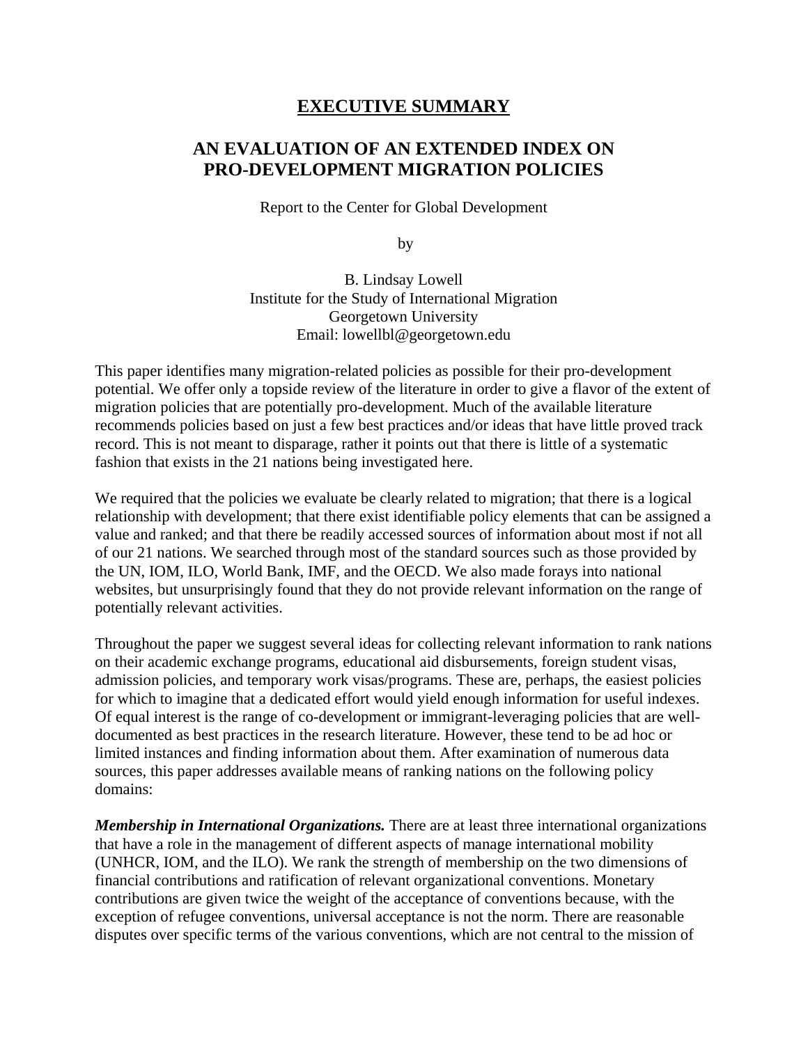# EXECUTIVE SUMMARY

## AN EVALUATION OF AN EXTENDED INDEX ON PRO-DEVELOPMENT MIGRATION POLICIES

Report to the Center for Global Development

by

B. Lindsay Lowell
Institute for the Study of International Migration
Georgetown University
Email: lowellbl@georgetown.edu

This paper identifies many migration-related policies as possible for their pro-development potential. We offer only a topside review of the literature in order to give a flavor of the extent of migration policies that are potentially pro-development. Much of the available literature recommends policies based on just a few best practices and/or ideas that have little proved track record. This is not meant to disparage, rather it points out that there is little of a systematic fashion that exists in the 21 nations being investigated here.

We required that the policies we evaluate be clearly related to migration; that there is a logical relationship with development; that there exist identifiable policy elements that can be assigned a value and ranked; and that there be readily accessed sources of information about most if not all of our 21 nations. We searched through most of the standard sources such as those provided by the UN, IOM, ILO, World Bank, IMF, and the OECD. We also made forays into national websites, but unsurprisingly found that they do not provide relevant information on the range of potentially relevant activities.

Throughout the paper we suggest several ideas for collecting relevant information to rank nations on their academic exchange programs, educational aid disbursements, foreign student visas, admission policies, and temporary work visas/programs. These are, perhaps, the easiest policies for which to imagine that a dedicated effort would yield enough information for useful indexes. Of equal interest is the range of co-development or immigrant-leveraging policies that are well-documented as best practices in the research literature. However, these tend to be ad hoc or limited instances and finding information about them. After examination of numerous data sources, this paper addresses available means of ranking nations on the following policy domains:

***Membership in International Organizations.*** There are at least three international organizations that have a role in the management of different aspects of manage international mobility (UNHCR, IOM, and the ILO). We rank the strength of membership on the two dimensions of financial contributions and ratification of relevant organizational conventions. Monetary contributions are given twice the weight of the acceptance of conventions because, with the exception of refugee conventions, universal acceptance is not the norm. There are reasonable disputes over specific terms of the various conventions, which are not central to the mission of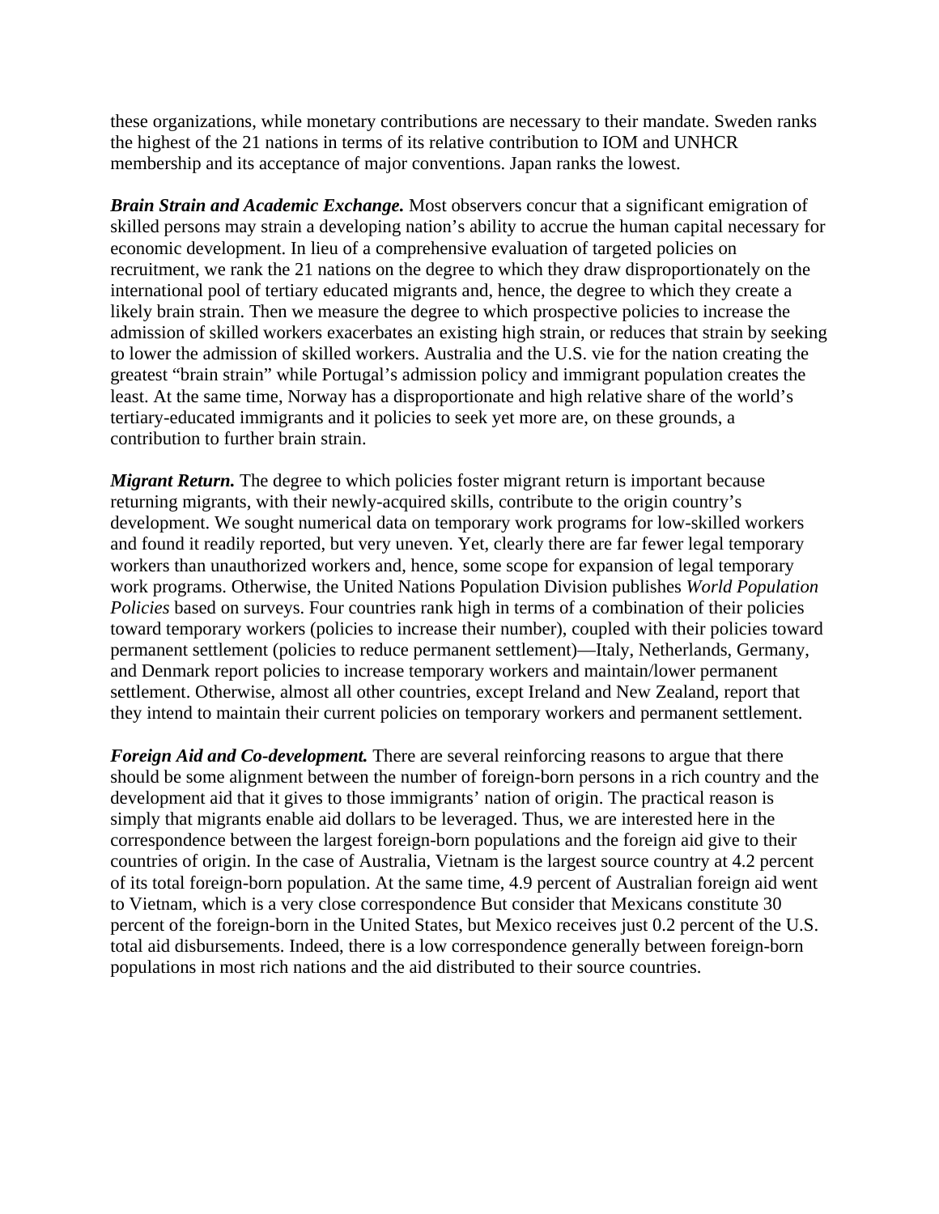these organizations, while monetary contributions are necessary to their mandate. Sweden ranks the highest of the 21 nations in terms of its relative contribution to IOM and UNHCR membership and its acceptance of major conventions. Japan ranks the lowest.

***Brain Strain and Academic Exchange.*** Most observers concur that a significant emigration of skilled persons may strain a developing nation's ability to accrue the human capital necessary for economic development. In lieu of a comprehensive evaluation of targeted policies on recruitment, we rank the 21 nations on the degree to which they draw disproportionately on the international pool of tertiary educated migrants and, hence, the degree to which they create a likely brain strain. Then we measure the degree to which prospective policies to increase the admission of skilled workers exacerbates an existing high strain, or reduces that strain by seeking to lower the admission of skilled workers. Australia and the U.S. vie for the nation creating the greatest "brain strain" while Portugal's admission policy and immigrant population creates the least. At the same time, Norway has a disproportionate and high relative share of the world's tertiary-educated immigrants and it policies to seek yet more are, on these grounds, a contribution to further brain strain.

***Migrant Return.*** The degree to which policies foster migrant return is important because returning migrants, with their newly-acquired skills, contribute to the origin country's development. We sought numerical data on temporary work programs for low-skilled workers and found it readily reported, but very uneven. Yet, clearly there are far fewer legal temporary workers than unauthorized workers and, hence, some scope for expansion of legal temporary work programs. Otherwise, the United Nations Population Division publishes *World Population Policies* based on surveys. Four countries rank high in terms of a combination of their policies toward temporary workers (policies to increase their number), coupled with their policies toward permanent settlement (policies to reduce permanent settlement)—Italy, Netherlands, Germany, and Denmark report policies to increase temporary workers and maintain/lower permanent settlement. Otherwise, almost all other countries, except Ireland and New Zealand, report that they intend to maintain their current policies on temporary workers and permanent settlement.

***Foreign Aid and Co-development.*** There are several reinforcing reasons to argue that there should be some alignment between the number of foreign-born persons in a rich country and the development aid that it gives to those immigrants' nation of origin. The practical reason is simply that migrants enable aid dollars to be leveraged. Thus, we are interested here in the correspondence between the largest foreign-born populations and the foreign aid give to their countries of origin. In the case of Australia, Vietnam is the largest source country at 4.2 percent of its total foreign-born population. At the same time, 4.9 percent of Australian foreign aid went to Vietnam, which is a very close correspondence But consider that Mexicans constitute 30 percent of the foreign-born in the United States, but Mexico receives just 0.2 percent of the U.S. total aid disbursements. Indeed, there is a low correspondence generally between foreign-born populations in most rich nations and the aid distributed to their source countries.